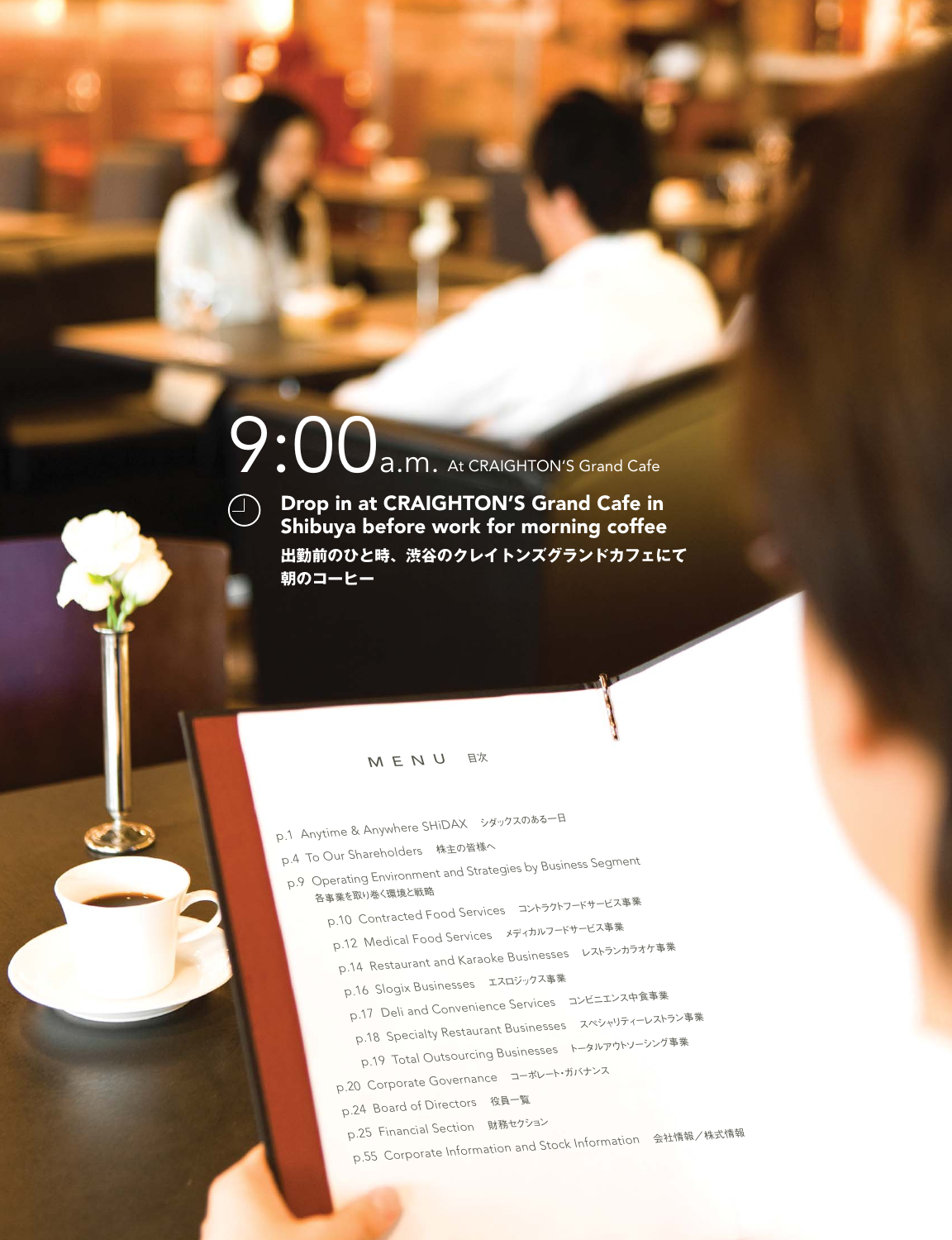# 9:00 a.m. At CRAIGHTON'S Grand Cafe

**Drop in at CRAIGHTON'S Grand Cafe in Shibuya before work for morning coffee**

**出勤前のひと時、渋谷のクレイトンズグランドカフェにて朝のコーヒー**

## MENU 目次

- p.1 Anytime & Anywhere SHiDAX シダックスのある一日
- p.4 To Our Shareholders 株主の皆様へ
- p.9 Operating Environment and Strategies by Business Segment 各事業を取り巻く環境と戦略
  - p.10 Contracted Food Services コントラクトフードサービス事業
  - p.12 Medical Food Services メディカルフードサービス事業
  - p.14 Restaurant and Karaoke Businesses レストランカラオケ事業
  - p.16 Slogix Businesses エスロジックス事業
  - p.17 Deli and Convenience Services コンビニエンス中食事業
  - p.18 Specialty Restaurant Businesses スペシャリティーレストラン事業
  - p.19 Total Outsourcing Businesses トータルアウトソーシング事業
- p.20 Corporate Governance コーポレート・ガバナンス
- p.24 Board of Directors 役員一覧
- p.25 Financial Section 財務セクション
- p.55 Corporate Information and Stock Information 会社情報／株式情報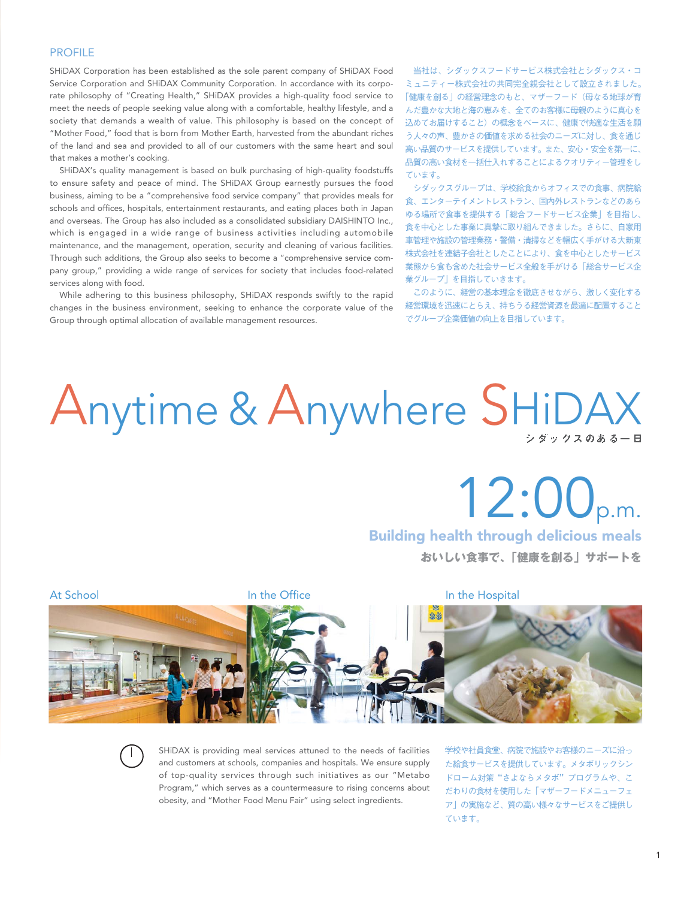## PROFILE

SHiDAX Corporation has been established as the sole parent company of SHiDAX Food Service Corporation and SHiDAX Community Corporation. In accordance with its corporate philosophy of "Creating Health," SHiDAX provides a high-quality food service to meet the needs of people seeking value along with a comfortable, healthy lifestyle, and a society that demands a wealth of value. This philosophy is based on the concept of "Mother Food," food that is born from Mother Earth, harvested from the abundant riches of the land and sea and provided to all of our customers with the same heart and soul that makes a mother's cooking.

SHiDAX's quality management is based on bulk purchasing of high-quality foodstuffs to ensure safety and peace of mind. The SHiDAX Group earnestly pursues the food business, aiming to be a "comprehensive food service company" that provides meals for schools and offices, hospitals, entertainment restaurants, and eating places both in Japan and overseas. The Group has also included as a consolidated subsidiary DAISHINTO Inc., which is engaged in a wide range of business activities including automobile maintenance, and the management, operation, security and cleaning of various facilities. Through such additions, the Group also seeks to become a "comprehensive service company group," providing a wide range of services for society that includes food-related services along with food.

While adhering to this business philosophy, SHiDAX responds swiftly to the rapid changes in the business environment, seeking to enhance the corporate value of the Group through optimal allocation of available management resources.

当社は、シダックスフードサービス株式会社とシダックス・コミュニティー株式会社の共同完全親会社として設立されました。「健康を創る」の経営理念のもと、マザーフード（母なる地球が育んだ豊かな大地と海の恵みを、全てのお客様に母親のように真心を込めてお届けすること）の概念をベースに、健康で快適な生活を願う人々の声、豊かさの価値を求める社会のニーズに対し、食を通じ高い品質のサービスを提供しています。また、安心・安全を第一に、品質の高い食材を一括仕入れすることによるクオリティー管理をしています。

シダックスグループは、学校給食からオフィスでの食事、病院給食、エンターテイメントレストラン、国内外レストランなどのあらゆる場所で食事を提供する「総合フードサービス企業」を目指し、食を中心とした事業に真摯に取り組んできました。さらに、自家用車管理や施設の管理業務・警備・清掃などを幅広く手がける大新東株式会社を連結子会社としたことにより、食を中心としたサービス業態から食も含めた社会サービス全般を手がける「総合サービス企業グループ」を目指していきます。

このように、経営の基本理念を徹底させながら、激しく変化する経営環境を迅速にとらえ、持ちうる経営資源を最適に配置することでグループ企業価値の向上を目指しています。

# Anytime & Anywhere SHiDAX

シダックスのある一日

## 12:00 p.m.

### Building health through delicious meals

おいしい食事で、「健康を創る」サポートを

At School　　In the Office　　In the Hospital

SHiDAX is providing meal services attuned to the needs of facilities and customers at schools, companies and hospitals. We ensure supply of top-quality services through such initiatives as our "Metabo Program," which serves as a countermeasure to rising concerns about obesity, and "Mother Food Menu Fair" using select ingredients.

学校や社員食堂、病院で施設やお客様のニーズに沿った給食サービスを提供しています。メタボリックシンドローム対策"さよならメタボ"プログラムや、こだわりの食材を使用した「マザーフードメニューフェア」の実施など、質の高い様々なサービスをご提供しています。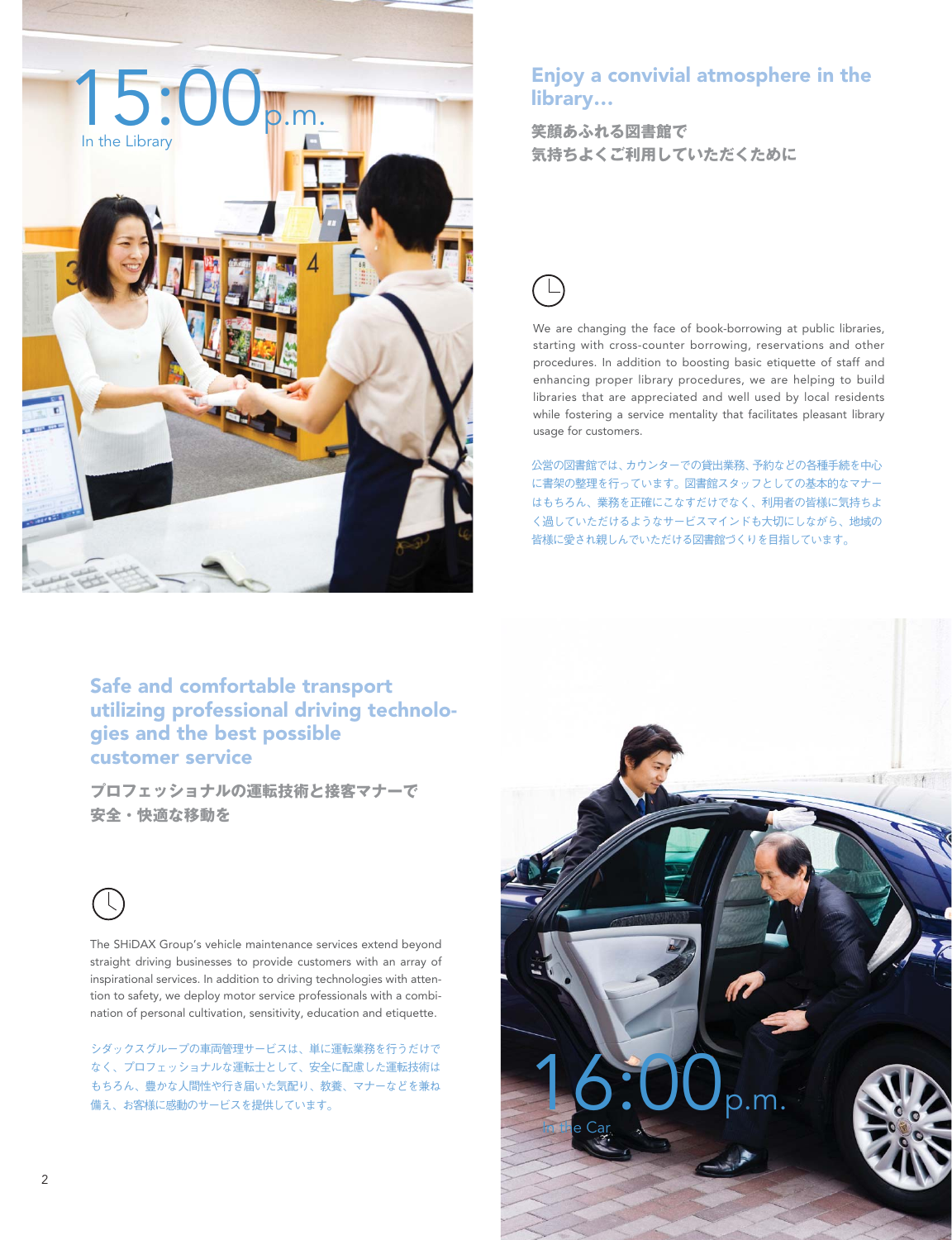15:00p.m.
In the Library

## Enjoy a convivial atmosphere in the library…

**笑顔あふれる図書館で
気持ちよくご利用していただくために**

We are changing the face of book-borrowing at public libraries, starting with cross-counter borrowing, reservations and other procedures. In addition to boosting basic etiquette of staff and enhancing proper library procedures, we are helping to build libraries that are appreciated and well used by local residents while fostering a service mentality that facilitates pleasant library usage for customers.

公営の図書館では、カウンターでの貸出業務、予約などの各種手続を中心に書架の整理を行っています。図書館スタッフとしての基本的なマナーはもちろん、業務を正確にこなすだけでなく、利用者の皆様に気持ちよく過していただけるようなサービスマインドも大切にしながら、地域の皆様に愛され親しんでいただける図書館づくりを目指しています。

## Safe and comfortable transport utilizing professional driving technologies and the best possible customer service

**プロフェッショナルの運転技術と接客マナーで
安全・快適な移動を**

The SHiDAX Group's vehicle maintenance services extend beyond straight driving businesses to provide customers with an array of inspirational services. In addition to driving technologies with attention to safety, we deploy motor service professionals with a combination of personal cultivation, sensitivity, education and etiquette.

シダックスグループの車両管理サービスは、単に運転業務を行うだけでなく、プロフェッショナルな運転士として、安全に配慮した運転技術はもちろん、豊かな人間性や行き届いた気配り、教養、マナーなどを兼ね備え、お客様に感動のサービスを提供しています。

16:00p.m.
In the Car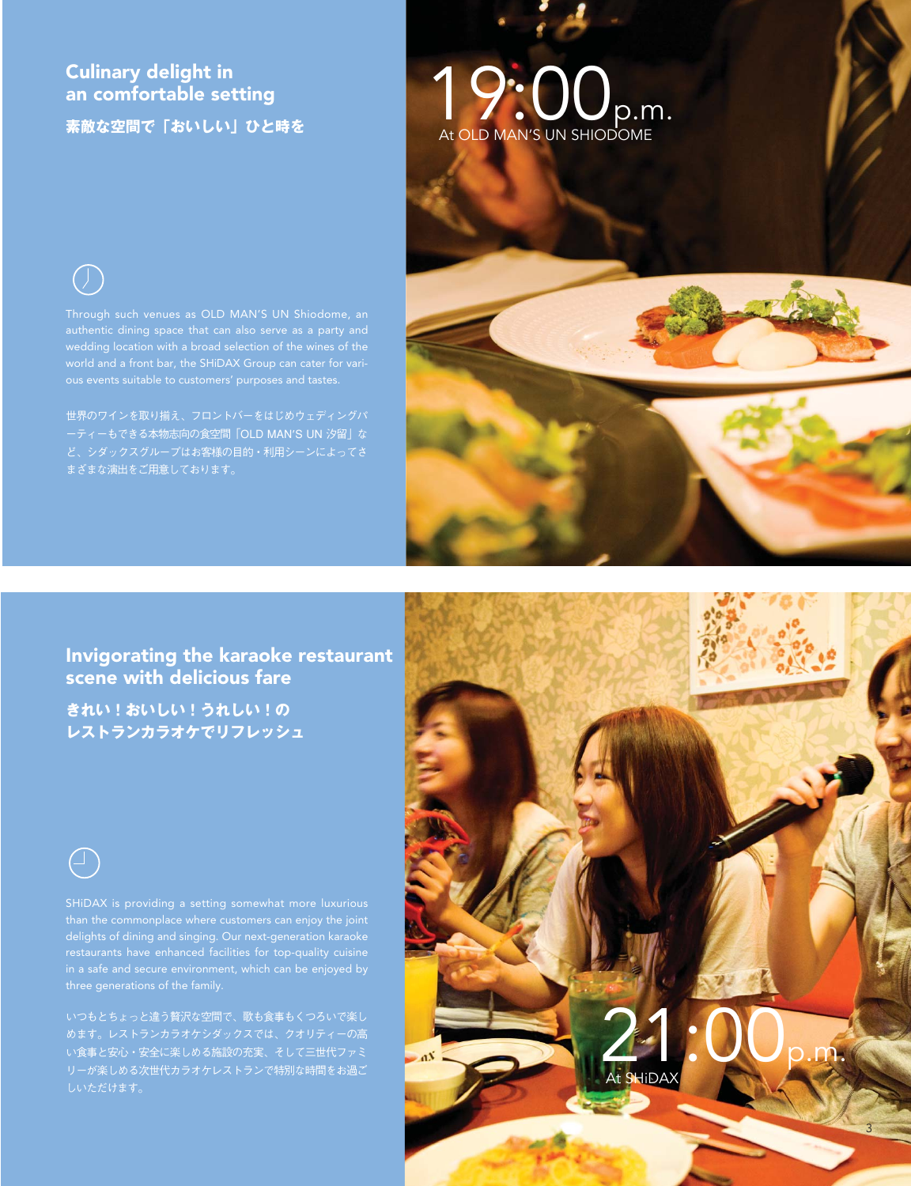## Culinary delight in an comfortable setting

### 素敵な空間で「おいしい」ひと時を

19:00 p.m.
At OLD MAN'S UN SHIODOME

Through such venues as OLD MAN'S UN Shiodome, an authentic dining space that can also serve as a party and wedding location with a broad selection of the wines of the world and a front bar, the SHiDAX Group can cater for various events suitable to customers' purposes and tastes.

世界のワインを取り揃え、フロントバーをはじめウェディングパーティーもできる本物志向の食空間「OLD MAN'S UN 汐留」など、シダックスグループはお客様の目的・利用シーンによってさまざまな演出をご用意しております。

## Invigorating the karaoke restaurant scene with delicious fare

### きれい！おいしい！うれしい！の レストランカラオケでリフレッシュ

SHiDAX is providing a setting somewhat more luxurious than the commonplace where customers can enjoy the joint delights of dining and singing. Our next-generation karaoke restaurants have enhanced facilities for top-quality cuisine in a safe and secure environment, which can be enjoyed by three generations of the family.

いつもとちょっと違う贅沢な空間で、歌も食事もくつろいで楽しめます。レストランカラオケシダックスでは、クオリティーの高い食事と安心・安全に楽しめる施設の充実、そして三世代ファミリーが楽しめる次世代カラオケレストランで特別な時間をお過ごしいただけます。

21:00 p.m.
At SHiDAX